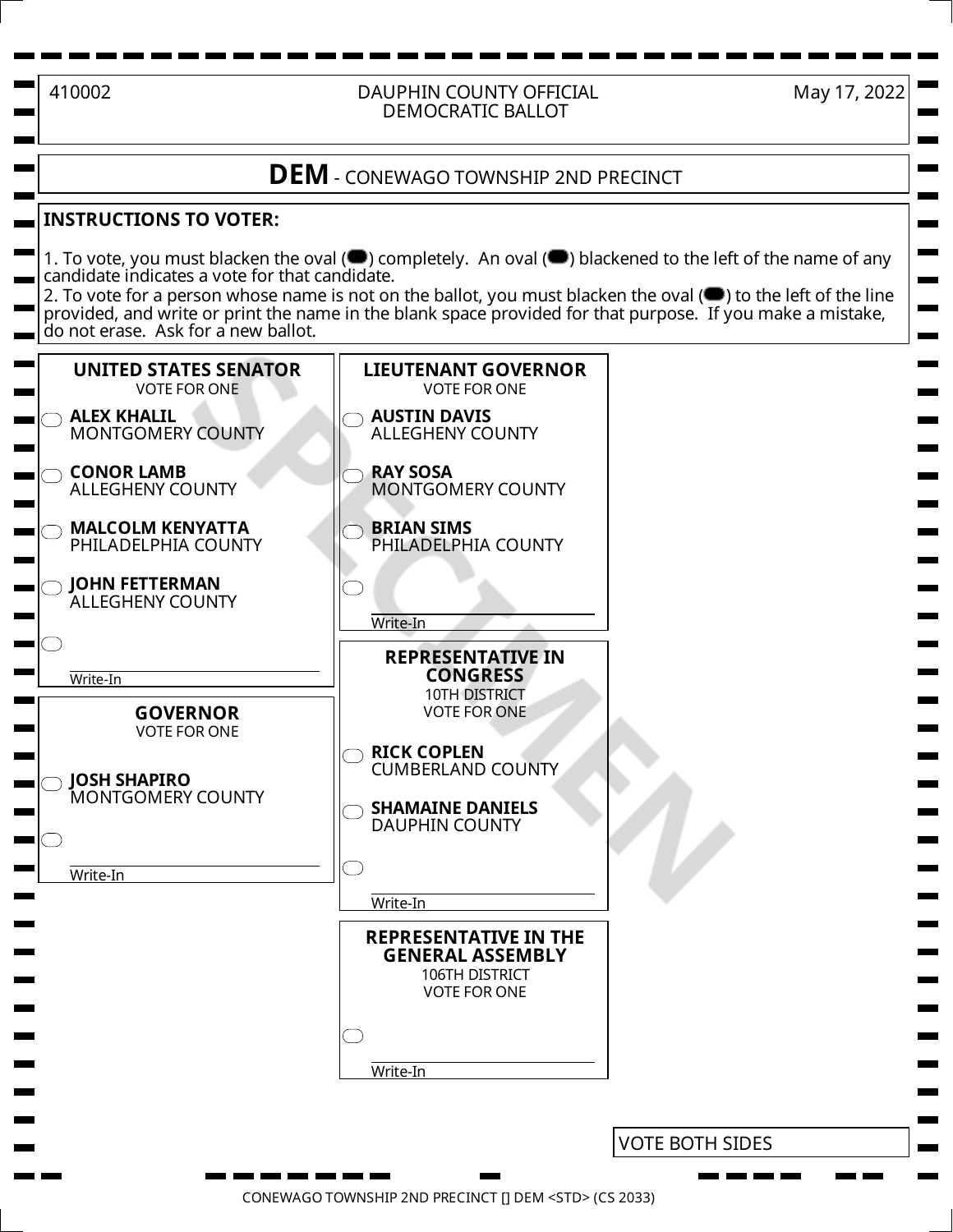410002

DAUPHIN COUNTY OFFICIAL
DEMOCRATIC BALLOT

May 17, 2022

# DEM - CONEWAGO TOWNSHIP 2ND PRECINCT

**INSTRUCTIONS TO VOTER:**

1. To vote, you must blacken the oval (⬬) completely. An oval (⬬) blackened to the left of the name of any candidate indicates a vote for that candidate.
2. To vote for a person whose name is not on the ballot, you must blacken the oval (⬬) to the left of the line provided, and write or print the name in the blank space provided for that purpose. If you make a mistake, do not erase. Ask for a new ballot.

## UNITED STATES SENATOR
VOTE FOR ONE

- ⬭ **ALEX KHALIL** MONTGOMERY COUNTY
- ⬭ **CONOR LAMB** ALLEGHENY COUNTY
- ⬭ **MALCOLM KENYATTA** PHILADELPHIA COUNTY
- ⬭ **JOHN FETTERMAN** ALLEGHENY COUNTY
- ⬭ ________ Write-In

## GOVERNOR
VOTE FOR ONE

- ⬭ **JOSH SHAPIRO** MONTGOMERY COUNTY
- ⬭ ________ Write-In

## LIEUTENANT GOVERNOR
VOTE FOR ONE

- ⬭ **AUSTIN DAVIS** ALLEGHENY COUNTY
- ⬭ **RAY SOSA** MONTGOMERY COUNTY
- ⬭ **BRIAN SIMS** PHILADELPHIA COUNTY
- ⬭ ________ Write-In

## REPRESENTATIVE IN CONGRESS
10TH DISTRICT
VOTE FOR ONE

- ⬭ **RICK COPLEN** CUMBERLAND COUNTY
- ⬭ **SHAMAINE DANIELS** DAUPHIN COUNTY
- ⬭ ________ Write-In

## REPRESENTATIVE IN THE GENERAL ASSEMBLY
106TH DISTRICT
VOTE FOR ONE

- ⬭ ________ Write-In

VOTE BOTH SIDES

SPECIMEN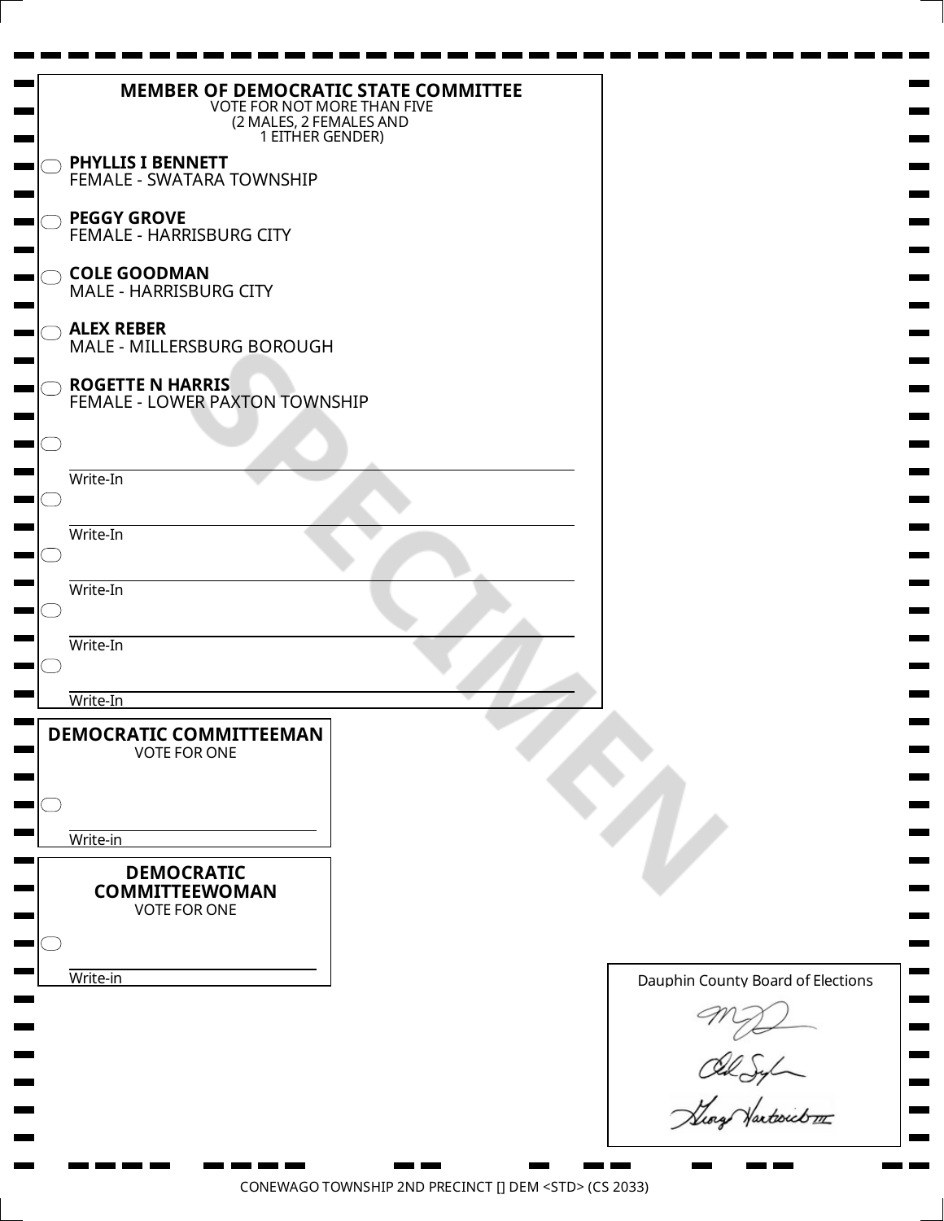## MEMBER OF DEMOCRATIC STATE COMMITTEE

VOTE FOR NOT MORE THAN FIVE
(2 MALES, 2 FEMALES AND
1 EITHER GENDER)

- **PHYLLIS I BENNETT**
  FEMALE - SWATARA TOWNSHIP
- **PEGGY GROVE**
  FEMALE - HARRISBURG CITY
- **COLE GOODMAN**
  MALE - HARRISBURG CITY
- **ALEX REBER**
  MALE - MILLERSBURG BOROUGH
- **ROGETTE N HARRIS**
  FEMALE - LOWER PAXTON TOWNSHIP
- Write-In
- Write-In
- Write-In
- Write-In
- Write-In

## DEMOCRATIC COMMITTEEMAN

VOTE FOR ONE

- Write-in

## DEMOCRATIC COMMITTEEWOMAN

VOTE FOR ONE

- Write-in

SPECIMEN

Dauphin County Board of Elections

CONEWAGO TOWNSHIP 2ND PRECINCT [] DEM <STD> (CS 2033)